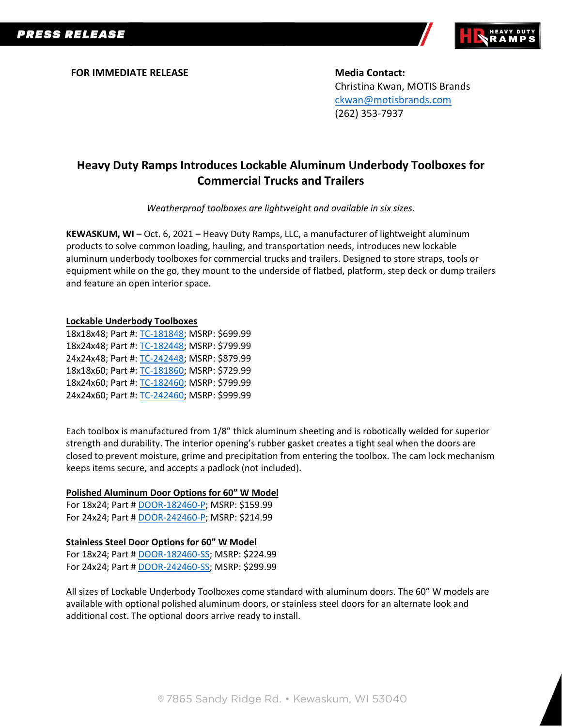PRESS RELEASE

**FOR IMMEDIATE RELEASE**

**Media Contact:**
Christina Kwan, MOTIS Brands
ckwan@motisbrands.com
(262) 353-7937

# Heavy Duty Ramps Introduces Lockable Aluminum Underbody Toolboxes for Commercial Trucks and Trailers

*Weatherproof toolboxes are lightweight and available in six sizes.*

**KEWASKUM, WI** – Oct. 6, 2021 – Heavy Duty Ramps, LLC, a manufacturer of lightweight aluminum products to solve common loading, hauling, and transportation needs, introduces new lockable aluminum underbody toolboxes for commercial trucks and trailers. Designed to store straps, tools or equipment while on the go, they mount to the underside of flatbed, platform, step deck or dump trailers and feature an open interior space.

**Lockable Underbody Toolboxes**
18x18x48; Part #: TC-181848; MSRP: $699.99
18x24x48; Part #: TC-182448; MSRP: $799.99
24x24x48; Part #: TC-242448; MSRP: $879.99
18x18x60; Part #: TC-181860; MSRP: $729.99
18x24x60; Part #: TC-182460; MSRP: $799.99
24x24x60; Part #: TC-242460; MSRP: $999.99

Each toolbox is manufactured from 1/8" thick aluminum sheeting and is robotically welded for superior strength and durability. The interior opening's rubber gasket creates a tight seal when the doors are closed to prevent moisture, grime and precipitation from entering the toolbox. The cam lock mechanism keeps items secure, and accepts a padlock (not included).

**Polished Aluminum Door Options for 60" W Model**
For 18x24; Part # DOOR-182460-P; MSRP: $159.99
For 24x24; Part # DOOR-242460-P; MSRP: $214.99

**Stainless Steel Door Options for 60" W Model**
For 18x24; Part # DOOR-182460-SS; MSRP: $224.99
For 24x24; Part # DOOR-242460-SS; MSRP: $299.99

All sizes of Lockable Underbody Toolboxes come standard with aluminum doors. The 60" W models are available with optional polished aluminum doors, or stainless steel doors for an alternate look and additional cost. The optional doors arrive ready to install.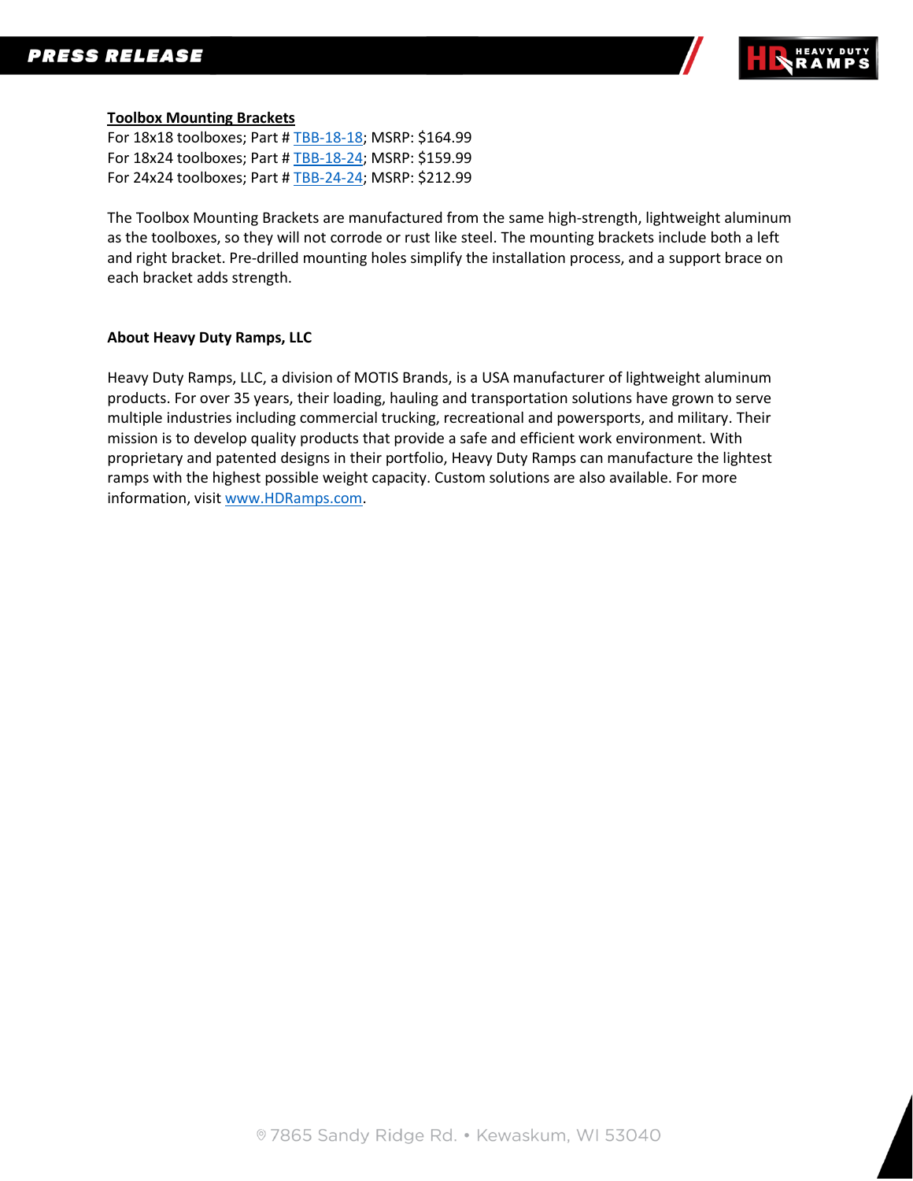**Toolbox Mounting Brackets**

For 18x18 toolboxes; Part # TBB-18-18; MSRP: $164.99
For 18x24 toolboxes; Part # TBB-18-24; MSRP: $159.99
For 24x24 toolboxes; Part # TBB-24-24; MSRP: $212.99

The Toolbox Mounting Brackets are manufactured from the same high-strength, lightweight aluminum as the toolboxes, so they will not corrode or rust like steel. The mounting brackets include both a left and right bracket. Pre-drilled mounting holes simplify the installation process, and a support brace on each bracket adds strength.

**About Heavy Duty Ramps, LLC**

Heavy Duty Ramps, LLC, a division of MOTIS Brands, is a USA manufacturer of lightweight aluminum products. For over 35 years, their loading, hauling and transportation solutions have grown to serve multiple industries including commercial trucking, recreational and powersports, and military. Their mission is to develop quality products that provide a safe and efficient work environment. With proprietary and patented designs in their portfolio, Heavy Duty Ramps can manufacture the lightest ramps with the highest possible weight capacity. Custom solutions are also available. For more information, visit www.HDRamps.com.